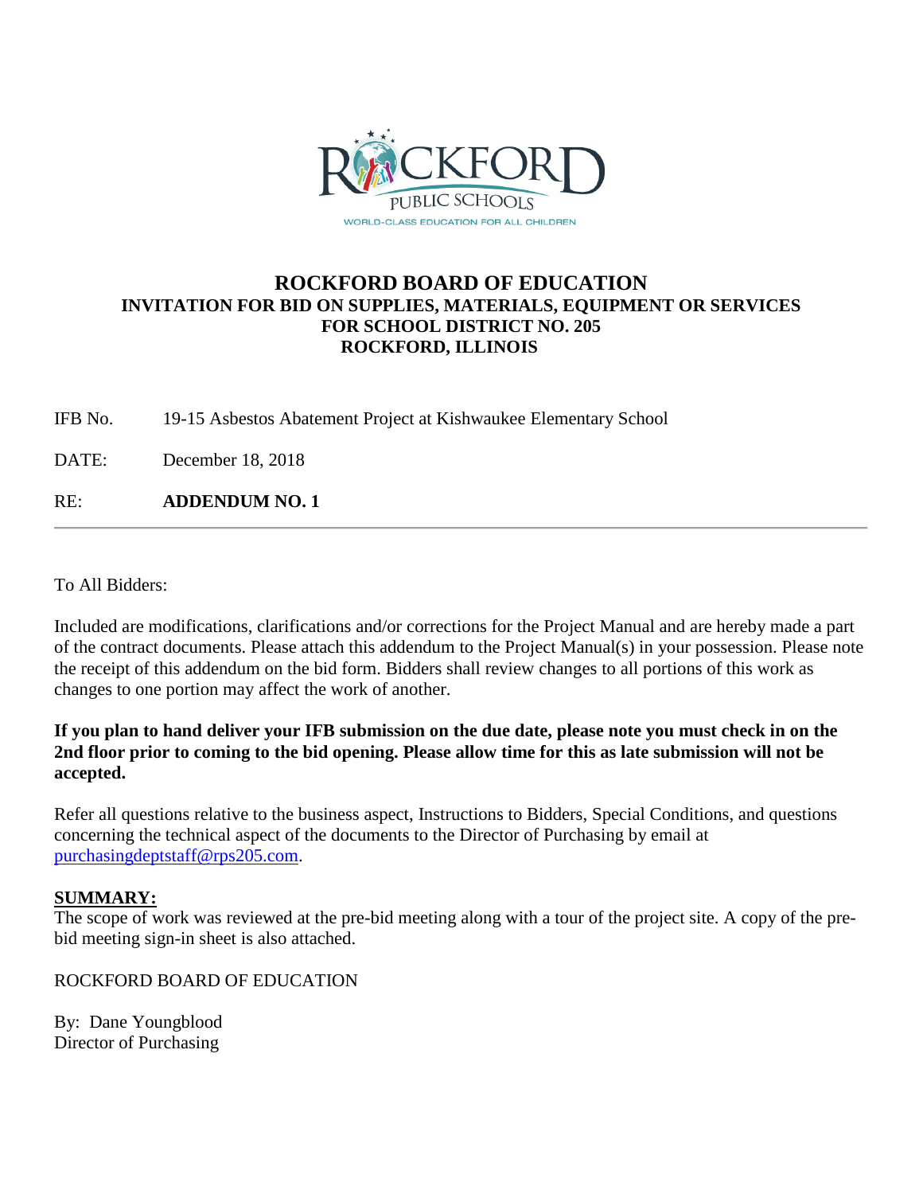ROCKFORD PUBLIC SCHOOLS
WORLD-CLASS EDUCATION FOR ALL CHILDREN

# ROCKFORD BOARD OF EDUCATION

## INVITATION FOR BID ON SUPPLIES, MATERIALS, EQUIPMENT OR SERVICES FOR SCHOOL DISTRICT NO. 205 ROCKFORD, ILLINOIS

IFB No. 19-15 Asbestos Abatement Project at Kishwaukee Elementary School

DATE: December 18, 2018

RE: **ADDENDUM NO. 1**

---

To All Bidders:

Included are modifications, clarifications and/or corrections for the Project Manual and are hereby made a part of the contract documents. Please attach this addendum to the Project Manual(s) in your possession. Please note the receipt of this addendum on the bid form. Bidders shall review changes to all portions of this work as changes to one portion may affect the work of another.

**If you plan to hand deliver your IFB submission on the due date, please note you must check in on the 2nd floor prior to coming to the bid opening. Please allow time for this as late submission will not be accepted.**

Refer all questions relative to the business aspect, Instructions to Bidders, Special Conditions, and questions concerning the technical aspect of the documents to the Director of Purchasing by email at purchasingdeptstaff@rps205.com.

**SUMMARY:**

The scope of work was reviewed at the pre-bid meeting along with a tour of the project site. A copy of the pre-bid meeting sign-in sheet is also attached.

ROCKFORD BOARD OF EDUCATION

By: Dane Youngblood
Director of Purchasing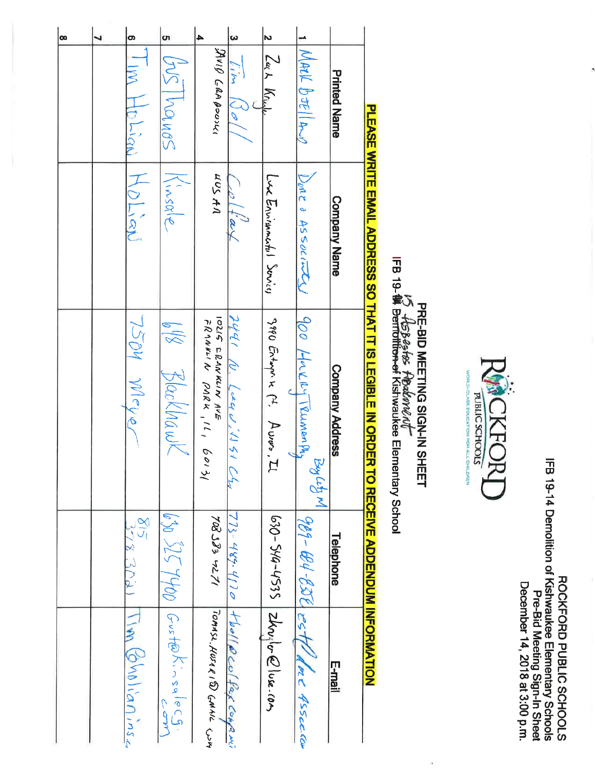ROCKFORD PUBLIC SCHOOLS
IFB 19-14 Demolition of Kishwaukee Elementary Schools
Pre-Bid Meeting Sign-In Sheet
December 14, 2018 at 3:00 p.m.

ROCKFORD PUBLIC SCHOOLS

# PRE-BID MEETING SIGN-IN SHEET

IFB 19-~~14~~ 15 ~~Demolition of~~ Asbestos Abatement Kishwaukee Elementary School

**PLEASE WRITE EMAIL ADDRESS SO THAT IT IS LEGIBLE IN ORDER TO RECEIVE ADDENDUM INFORMATION**

| | Printed Name | Company Name | Company Address | Telephone | E-mail |
|---|---|---|---|---|---|
| 1 | Mark Bjellan | Dore & Associates | 900 Harry Truman Pky Bay City MI | 989-684-8350 | est@dore assoc.com |
| 2 | Zach Kruly | Luse Environmental Services | 3990 Enterprise Ct. Aurora, IL | 630-546-4535 | zkruly@luse.com |
| 3 | Tim Bell | Colfax | 2441 N. Leavitt St Chgo | 773-489-4170 | tbell@colfaxcorp.com |
| 4 | DAVID CRABOWSKI | US AR | 10215 FRANKLIN AVE FRANKLIN PARK, IL, 60131 | 708 383 4271 | TOMASZ.HURAK@GMAIL.COM |
| 5 | Gus Thanos | Kinsale | 618 Blackhawk | 630 325 7400 | Gust@Kinsalecs.com |
| 6 | Tim Holian | Holian | 7504 Meyer | 815 378 3021 | Tim@holianinsc |
| 7 | | | | | |
| 8 | | | | | |